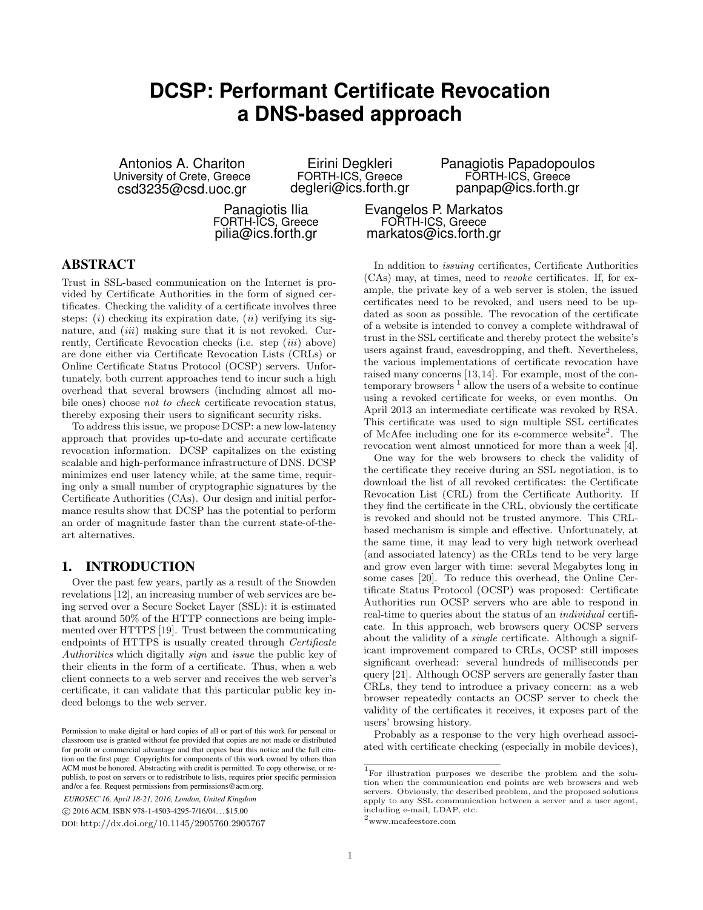# DCSP: Performant Certificate Revocation a DNS-based approach

Antonios A. Chariton
University of Crete, Greece
csd3235@csd.uoc.gr

Eirini Degkleri
FORTH-ICS, Greece
degleri@ics.forth.gr

Panagiotis Papadopoulos
FORTH-ICS, Greece
panpap@ics.forth.gr

Panagiotis Ilia
FORTH-ICS, Greece
pilia@ics.forth.gr

Evangelos P. Markatos
FORTH-ICS, Greece
markatos@ics.forth.gr

## ABSTRACT

Trust in SSL-based communication on the Internet is provided by Certificate Authorities in the form of signed certificates. Checking the validity of a certificate involves three steps: (*i*) checking its expiration date, (*ii*) verifying its signature, and (*iii*) making sure that it is not revoked. Currently, Certificate Revocation checks (i.e. step (*iii*) above) are done either via Certificate Revocation Lists (CRLs) or Online Certificate Status Protocol (OCSP) servers. Unfortunately, both current approaches tend to incur such a high overhead that several browsers (including almost all mobile ones) choose *not to check* certificate revocation status, thereby exposing their users to significant security risks.

To address this issue, we propose DCSP: a new low-latency approach that provides up-to-date and accurate certificate revocation information. DCSP capitalizes on the existing scalable and high-performance infrastructure of DNS. DCSP minimizes end user latency while, at the same time, requiring only a small number of cryptographic signatures by the Certificate Authorities (CAs). Our design and initial performance results show that DCSP has the potential to perform an order of magnitude faster than the current state-of-the-art alternatives.

## 1. INTRODUCTION

Over the past few years, partly as a result of the Snowden revelations [12], an increasing number of web services are being served over a Secure Socket Layer (SSL): it is estimated that around 50% of the HTTP connections are being implemented over HTTPS [19]. Trust between the communicating endpoints of HTTPS is usually created through *Certificate Authorities* which digitally *sign* and *issue* the public key of their clients in the form of a certificate. Thus, when a web client connects to a web server and receives the web server's certificate, it can validate that this particular public key indeed belongs to the web server.

Permission to make digital or hard copies of all or part of this work for personal or classroom use is granted without fee provided that copies are not made or distributed for profit or commercial advantage and that copies bear this notice and the full citation on the first page. Copyrights for components of this work owned by others than ACM must be honored. Abstracting with credit is permitted. To copy otherwise, or republish, to post on servers or to redistribute to lists, requires prior specific permission and/or a fee. Request permissions from permissions@acm.org.

*EUROSEC'16, April 18-21, 2016, London, United Kingdom*
© 2016 ACM. ISBN 978-1-4503-4295-7/16/04...$15.00
DOI: http://dx.doi.org/10.1145/2905760.2905767

In addition to *issuing* certificates, Certificate Authorities (CAs) may, at times, need to *revoke* certificates. If, for example, the private key of a web server is stolen, the issued certificates need to be revoked, and users need to be updated as soon as possible. The revocation of the certificate of a website is intended to convey a complete withdrawal of trust in the SSL certificate and thereby protect the website's users against fraud, eavesdropping, and theft. Nevertheless, the various implementations of certificate revocation have raised many concerns [13,14]. For example, most of the contemporary browsers [1] allow the users of a website to continue using a revoked certificate for weeks, or even months. On April 2013 an intermediate certificate was revoked by RSA. This certificate was used to sign multiple SSL certificates of McAfee including one for its e-commerce website[2]. The revocation went almost unnoticed for more than a week [4].

One way for the web browsers to check the validity of the certificate they receive during an SSL negotiation, is to download the list of all revoked certificates: the Certificate Revocation List (CRL) from the Certificate Authority. If they find the certificate in the CRL, obviously the certificate is revoked and should not be trusted anymore. This CRL-based mechanism is simple and effective. Unfortunately, at the same time, it may lead to very high network overhead (and associated latency) as the CRLs tend to be very large and grow even larger with time: several Megabytes long in some cases [20]. To reduce this overhead, the Online Certificate Status Protocol (OCSP) was proposed: Certificate Authorities run OCSP servers who are able to respond in real-time to queries about the status of an *individual* certificate. In this approach, web browsers query OCSP servers about the validity of a *single* certificate. Although a significant improvement compared to CRLs, OCSP still imposes significant overhead: several hundreds of milliseconds per query [21]. Although OCSP servers are generally faster than CRLs, they tend to introduce a privacy concern: as a web browser repeatedly contacts an OCSP server to check the validity of the certificates it receives, it exposes part of the users' browsing history.

Probably as a response to the very high overhead associated with certificate checking (especially in mobile devices),

[1] For illustration purposes we describe the problem and the solution when the communication end points are web browsers and web servers. Obviously, the described problem, and the proposed solutions apply to any SSL communication between a server and a user agent, including e-mail, LDAP, etc.

[2] www.mcafeestore.com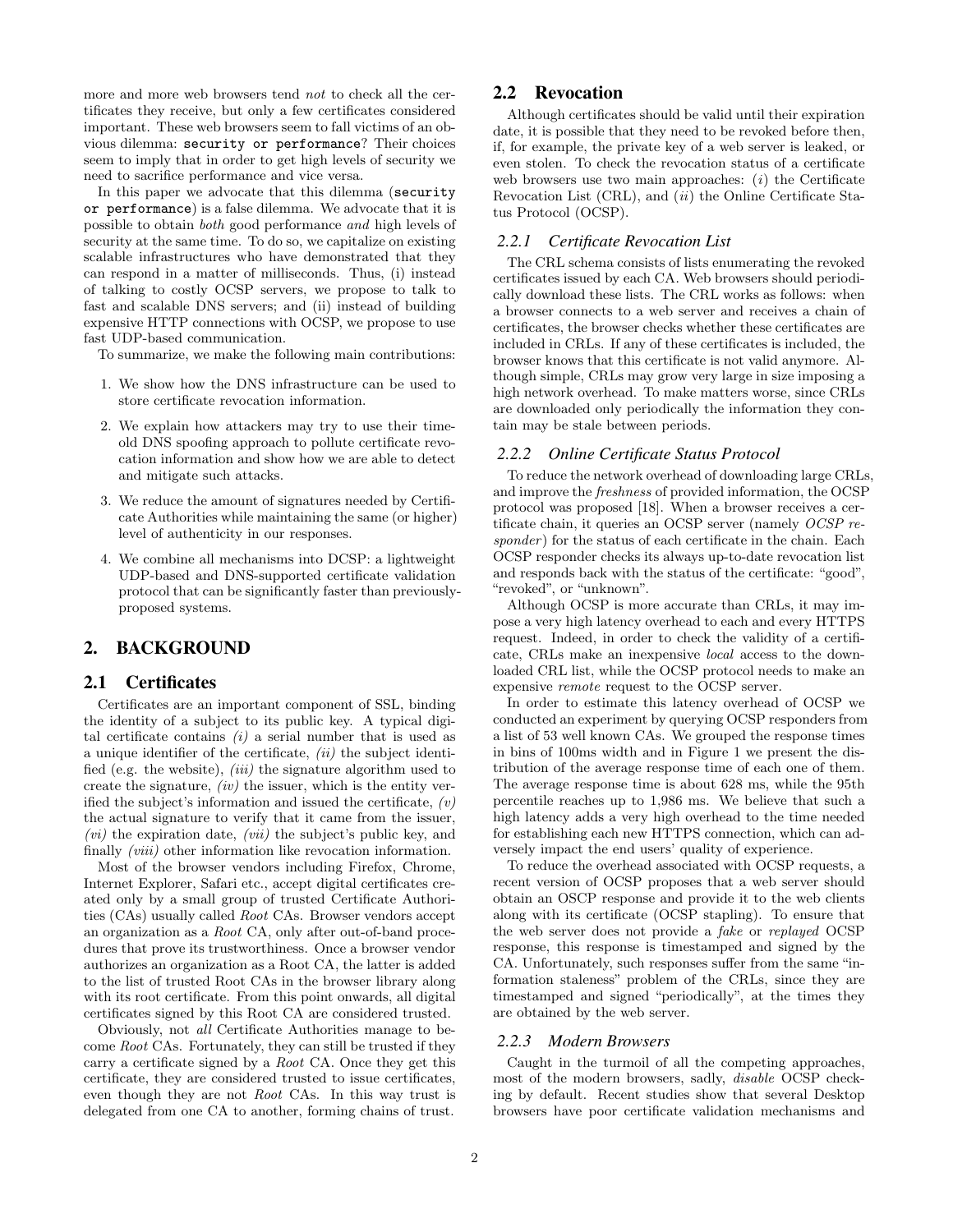more and more web browsers tend *not* to check all the certificates they receive, but only a few certificates considered important. These web browsers seem to fall victims of an obvious dilemma: `security or performance`? Their choices seem to imply that in order to get high levels of security we need to sacrifice performance and vice versa.

In this paper we advocate that this dilemma (`security or performance`) is a false dilemma. We advocate that it is possible to obtain *both* good performance *and* high levels of security at the same time. To do so, we capitalize on existing scalable infrastructures who have demonstrated that they can respond in a matter of milliseconds. Thus, (i) instead of talking to costly OCSP servers, we propose to talk to fast and scalable DNS servers; and (ii) instead of building expensive HTTP connections with OCSP, we propose to use fast UDP-based communication.

To summarize, we make the following main contributions:

1. We show how the DNS infrastructure can be used to store certificate revocation information.
2. We explain how attackers may try to use their time-old DNS spoofing approach to pollute certificate revocation information and show how we are able to detect and mitigate such attacks.
3. We reduce the amount of signatures needed by Certificate Authorities while maintaining the same (or higher) level of authenticity in our responses.
4. We combine all mechanisms into DCSP: a lightweight UDP-based and DNS-supported certificate validation protocol that can be significantly faster than previously-proposed systems.

## 2. BACKGROUND

### 2.1 Certificates

Certificates are an important component of SSL, binding the identity of a subject to its public key. A typical digital certificate contains *(i)* a serial number that is used as a unique identifier of the certificate, *(ii)* the subject identified (e.g. the website), *(iii)* the signature algorithm used to create the signature, *(iv)* the issuer, which is the entity verified the subject's information and issued the certificate, *(v)* the actual signature to verify that it came from the issuer, *(vi)* the expiration date, *(vii)* the subject's public key, and finally *(viii)* other information like revocation information.

Most of the browser vendors including Firefox, Chrome, Internet Explorer, Safari etc., accept digital certificates created only by a small group of trusted Certificate Authorities (CAs) usually called *Root* CAs. Browser vendors accept an organization as a *Root* CA, only after out-of-band procedures that prove its trustworthiness. Once a browser vendor authorizes an organization as a Root CA, the latter is added to the list of trusted Root CAs in the browser library along with its root certificate. From this point onwards, all digital certificates signed by this Root CA are considered trusted.

Obviously, not *all* Certificate Authorities manage to become *Root* CAs. Fortunately, they can still be trusted if they carry a certificate signed by a *Root* CA. Once they get this certificate, they are considered trusted to issue certificates, even though they are not *Root* CAs. In this way trust is delegated from one CA to another, forming chains of trust.

### 2.2 Revocation

Although certificates should be valid until their expiration date, it is possible that they need to be revoked before then, if, for example, the private key of a web server is leaked, or even stolen. To check the revocation status of a certificate web browsers use two main approaches: (*i*) the Certificate Revocation List (CRL), and (*ii*) the Online Certificate Status Protocol (OCSP).

#### 2.2.1 Certificate Revocation List

The CRL schema consists of lists enumerating the revoked certificates issued by each CA. Web browsers should periodically download these lists. The CRL works as follows: when a browser connects to a web server and receives a chain of certificates, the browser checks whether these certificates are included in CRLs. If any of these certificates is included, the browser knows that this certificate is not valid anymore. Although simple, CRLs may grow very large in size imposing a high network overhead. To make matters worse, since CRLs are downloaded only periodically the information they contain may be stale between periods.

#### 2.2.2 Online Certificate Status Protocol

To reduce the network overhead of downloading large CRLs, and improve the *freshness* of provided information, the OCSP protocol was proposed [18]. When a browser receives a certificate chain, it queries an OCSP server (namely *OCSP responder*) for the status of each certificate in the chain. Each OCSP responder checks its always up-to-date revocation list and responds back with the status of the certificate: "good", "revoked", or "unknown".

Although OCSP is more accurate than CRLs, it may impose a very high latency overhead to each and every HTTPS request. Indeed, in order to check the validity of a certificate, CRLs make an inexpensive *local* access to the downloaded CRL list, while the OCSP protocol needs to make an expensive *remote* request to the OCSP server.

In order to estimate this latency overhead of OCSP we conducted an experiment by querying OCSP responders from a list of 53 well known CAs. We grouped the response times in bins of 100ms width and in Figure 1 we present the distribution of the average response time of each one of them. The average response time is about 628 ms, while the 95th percentile reaches up to 1,986 ms. We believe that such a high latency adds a very high overhead to the time needed for establishing each new HTTPS connection, which can adversely impact the end users' quality of experience.

To reduce the overhead associated with OCSP requests, a recent version of OCSP proposes that a web server should obtain an OSCP response and provide it to the web clients along with its certificate (OCSP stapling). To ensure that the web server does not provide a *fake* or *replayed* OCSP response, this response is timestamped and signed by the CA. Unfortunately, such responses suffer from the same "information staleness" problem of the CRLs, since they are timestamped and signed "periodically", at the times they are obtained by the web server.

#### 2.2.3 Modern Browsers

Caught in the turmoil of all the competing approaches, most of the modern browsers, sadly, *disable* OCSP checking by default. Recent studies show that several Desktop browsers have poor certificate validation mechanisms and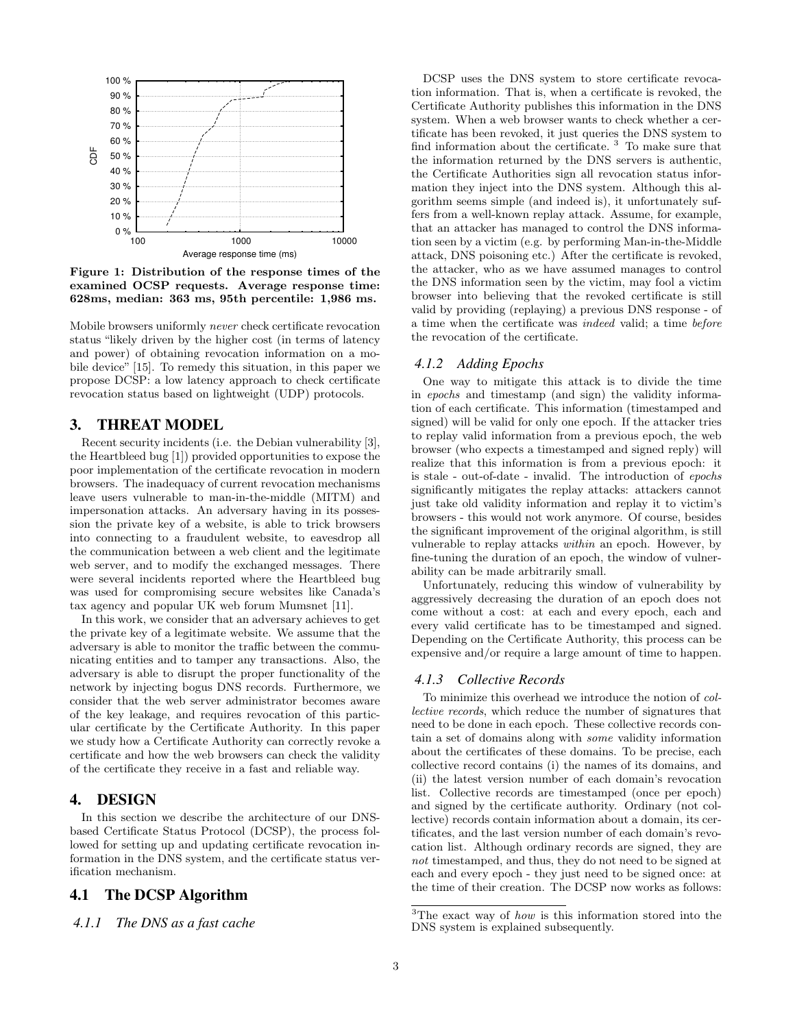100 %
90 %
80 %
70 %
60 %
50 %
40 %
30 %
20 %
10 %
0 %
CDF
100
1000
10000
Average response time (ms)

**Figure 1: Distribution of the response times of the examined OCSP requests. Average response time: 628ms, median: 363 ms, 95th percentile: 1,986 ms.**

Mobile browsers uniformly *never* check certificate revocation status "likely driven by the higher cost (in terms of latency and power) of obtaining revocation information on a mobile device" [15]. To remedy this situation, in this paper we propose DCSP: a low latency approach to check certificate revocation status based on lightweight (UDP) protocols.

## 3. THREAT MODEL

Recent security incidents (i.e. the Debian vulnerability [3], the Heartbleed bug [1]) provided opportunities to expose the poor implementation of the certificate revocation in modern browsers. The inadequacy of current revocation mechanisms leave users vulnerable to man-in-the-middle (MITM) and impersonation attacks. An adversary having in its possession the private key of a website, is able to trick browsers into connecting to a fraudulent website, to eavesdrop all the communication between a web client and the legitimate web server, and to modify the exchanged messages. There were several incidents reported where the Heartbleed bug was used for compromising secure websites like Canada's tax agency and popular UK web forum Mumsnet [11].

In this work, we consider that an adversary achieves to get the private key of a legitimate website. We assume that the adversary is able to monitor the traffic between the communicating entities and to tamper any transactions. Also, the adversary is able to disrupt the proper functionality of the network by injecting bogus DNS records. Furthermore, we consider that the web server administrator becomes aware of the key leakage, and requires revocation of this particular certificate by the Certificate Authority. In this paper we study how a Certificate Authority can correctly revoke a certificate and how the web browsers can check the validity of the certificate they receive in a fast and reliable way.

## 4. DESIGN

In this section we describe the architecture of our DNS-based Certificate Status Protocol (DCSP), the process followed for setting up and updating certificate revocation information in the DNS system, and the certificate status verification mechanism.

### 4.1 The DCSP Algorithm

#### 4.1.1 The DNS as a fast cache

DCSP uses the DNS system to store certificate revocation information. That is, when a certificate is revoked, the Certificate Authority publishes this information in the DNS system. When a web browser wants to check whether a certificate has been revoked, it just queries the DNS system to find information about the certificate. [3] To make sure that the information returned by the DNS servers is authentic, the Certificate Authorities sign all revocation status information they inject into the DNS system. Although this algorithm seems simple (and indeed is), it unfortunately suffers from a well-known replay attack. Assume, for example, that an attacker has managed to control the DNS information seen by a victim (e.g. by performing Man-in-the-Middle attack, DNS poisoning etc.) After the certificate is revoked, the attacker, who as we have assumed manages to control the DNS information seen by the victim, may fool a victim browser into believing that the revoked certificate is still valid by providing (replaying) a previous DNS response - of a time when the certificate was *indeed* valid; a time *before* the revocation of the certificate.

#### 4.1.2 Adding Epochs

One way to mitigate this attack is to divide the time in *epochs* and timestamp (and sign) the validity information of each certificate. This information (timestamped and signed) will be valid for only one epoch. If the attacker tries to replay valid information from a previous epoch, the web browser (who expects a timestamped and signed reply) will realize that this information is from a previous epoch: it is stale - out-of-date - invalid. The introduction of *epochs* significantly mitigates the replay attacks: attackers cannot just take old validity information and replay it to victim's browsers - this would not work anymore. Of course, besides the significant improvement of the original algorithm, is still vulnerable to replay attacks *within* an epoch. However, by fine-tuning the duration of an epoch, the window of vulnerability can be made arbitrarily small.

Unfortunately, reducing this window of vulnerability by aggressively decreasing the duration of an epoch does not come without a cost: at each and every epoch, each and every valid certificate has to be timestamped and signed. Depending on the Certificate Authority, this process can be expensive and/or require a large amount of time to happen.

#### 4.1.3 Collective Records

To minimize this overhead we introduce the notion of *collective records*, which reduce the number of signatures that need to be done in each epoch. These collective records contain a set of domains along with *some* validity information about the certificates of these domains. To be precise, each collective record contains (i) the names of its domains, and (ii) the latest version number of each domain's revocation list. Collective records are timestamped (once per epoch) and signed by the certificate authority. Ordinary (not collective) records contain information about a domain, its certificates, and the last version number of each domain's revocation list. Although ordinary records are signed, they are *not* timestamped, and thus, they do not need to be signed at each and every epoch - they just need to be signed once: at the time of their creation. The DCSP now works as follows:

[3] The exact way of *how* is this information stored into the DNS system is explained subsequently.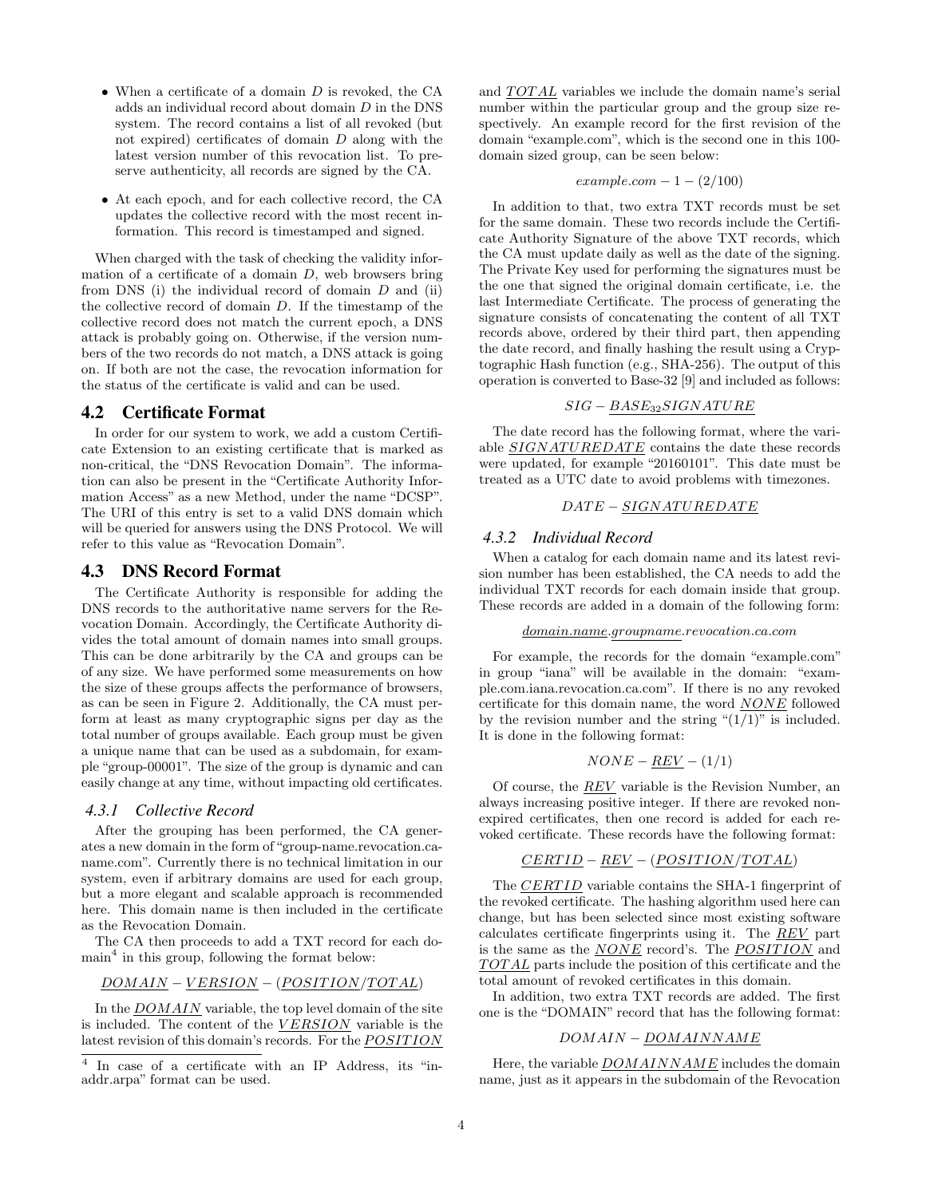- When a certificate of a domain $D$ is revoked, the CA adds an individual record about domain $D$ in the DNS system. The record contains a list of all revoked (but not expired) certificates of domain $D$ along with the latest version number of this revocation list. To preserve authenticity, all records are signed by the CA.
- At each epoch, and for each collective record, the CA updates the collective record with the most recent information. This record is timestamped and signed.

When charged with the task of checking the validity information of a certificate of a domain $D$, web browsers bring from DNS (i) the individual record of domain $D$ and (ii) the collective record of domain $D$. If the timestamp of the collective record does not match the current epoch, a DNS attack is probably going on. Otherwise, if the version numbers of the two records do not match, a DNS attack is going on. If both are not the case, the revocation information for the status of the certificate is valid and can be used.

## 4.2 Certificate Format

In order for our system to work, we add a custom Certificate Extension to an existing certificate that is marked as non-critical, the "DNS Revocation Domain". The information can also be present in the "Certificate Authority Information Access" as a new Method, under the name "DCSP". The URI of this entry is set to a valid DNS domain which will be queried for answers using the DNS Protocol. We will refer to this value as "Revocation Domain".

## 4.3 DNS Record Format

The Certificate Authority is responsible for adding the DNS records to the authoritative name servers for the Revocation Domain. Accordingly, the Certificate Authority divides the total amount of domain names into small groups. This can be done arbitrarily by the CA and groups can be of any size. We have performed some measurements on how the size of these groups affects the performance of browsers, as can be seen in Figure 2. Additionally, the CA must perform at least as many cryptographic signs per day as the total number of groups available. Each group must be given a unique name that can be used as a subdomain, for example "group-00001". The size of the group is dynamic and can easily change at any time, without impacting old certificates.

### 4.3.1 Collective Record

After the grouping has been performed, the CA generates a new domain in the form of "group-name.revocation.ca-name.com". Currently there is no technical limitation in our system, even if arbitrary domains are used for each group, but a more elegant and scalable approach is recommended here. This domain name is then included in the certificate as the Revocation Domain.

The CA then proceeds to add a TXT record for each domain[4] in this group, following the format below:

$$\underline{DOMAIN} - \underline{VERSION} - (\underline{POSITION}/\underline{TOTAL})$$

In the $\underline{DOMAIN}$ variable, the top level domain of the site is included. The content of the $\underline{VERSION}$ variable is the latest revision of this domain's records. For the $\underline{POSITION}$ and $\underline{TOTAL}$ variables we include the domain name's serial number within the particular group and the group size respectively. An example record for the first revision of the domain "example.com", which is the second one in this 100-domain sized group, can be seen below:

$$example.com - 1 - (2/100)$$

In addition to that, two extra TXT records must be set for the same domain. These two records include the Certificate Authority Signature of the above TXT records, which the CA must update daily as well as the date of the signing. The Private Key used for performing the signatures must be the one that signed the original domain certificate, i.e. the last Intermediate Certificate. The process of generating the signature consists of concatenating the content of all TXT records above, ordered by their third part, then appending the date record, and finally hashing the result using a Cryptographic Hash function (e.g., SHA-256). The output of this operation is converted to Base-32 [9] and included as follows:

$$SIG - \underline{BASE_{32}SIGNATURE}$$

The date record has the following format, where the variable $\underline{SIGNATUREDATE}$ contains the date these records were updated, for example "20160101". This date must be treated as a UTC date to avoid problems with timezones.

$$DATE - \underline{SIGNATUREDATE}$$

### 4.3.2 Individual Record

When a catalog for each domain name and its latest revision number has been established, the CA needs to add the individual TXT records for each domain inside that group. These records are added in a domain of the following form:

$$\underline{domain.name}.\underline{groupname}.revocation.ca.com$$

For example, the records for the domain "example.com" in group "iana" will be available in the domain: "example.com.iana.revocation.ca.com". If there is no any revoked certificate for this domain name, the word $\underline{NONE}$ followed by the revision number and the string "(1/1)" is included. It is done in the following format:

$$NONE - \underline{REV} - (1/1)$$

Of course, the $\underline{REV}$ variable is the Revision Number, an always increasing positive integer. If there are revoked non-expired certificates, then one record is added for each revoked certificate. These records have the following format:

$$\underline{CERTID} - \underline{REV} - (\underline{POSITION}/\underline{TOTAL})$$

The $\underline{CERTID}$ variable contains the SHA-1 fingerprint of the revoked certificate. The hashing algorithm used here can change, but has been selected since most existing software calculates certificate fingerprints using it. The $\underline{REV}$ part is the same as the $\underline{NONE}$ record's. The $\underline{POSITION}$ and $\underline{TOTAL}$ parts include the position of this certificate and the total amount of revoked certificates in this domain.

In addition, two extra TXT records are added. The first one is the "DOMAIN" record that has the following format:

$$DOMAIN - \underline{DOMAINNAME}$$

Here, the variable $\underline{DOMAINNAME}$ includes the domain name, just as it appears in the subdomain of the Revocation

[4] In case of a certificate with an IP Address, its "in-addr.arpa" format can be used.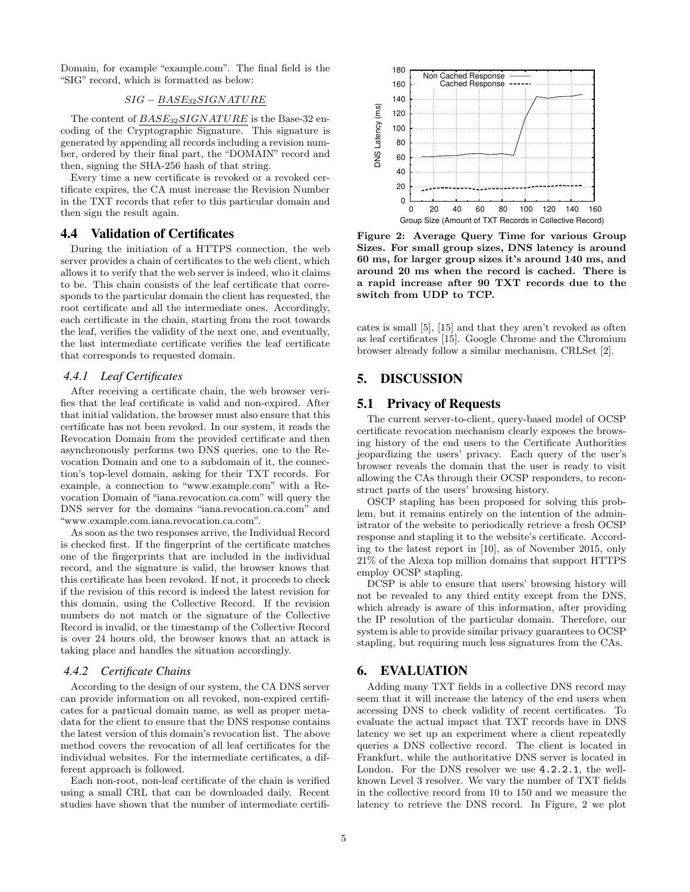Domain, for example "example.com". The final field is the "SIG" record, which is formatted as below:

$$SIG - \underline{BASE_{32}SIGNATURE}$$

The content of $\underline{BASE_{32}SIGNATURE}$ is the Base-32 encoding of the Cryptographic Signature. This signature is generated by appending all records including a revision number, ordered by their final part, the "DOMAIN" record and then, signing the SHA-256 hash of that string.

Every time a new certificate is revoked or a revoked certificate expires, the CA must increase the Revision Number in the TXT records that refer to this particular domain and then sign the result again.

## 4.4 Validation of Certificates

During the initiation of a HTTPS connection, the web server provides a chain of certificates to the web client, which allows it to verify that the web server is indeed, who it claims to be. This chain consists of the leaf certificate that corresponds to the particular domain the client has requested, the root certificate and all the intermediate ones. Accordingly, each certificate in the chain, starting from the root towards the leaf, verifies the validity of the next one, and eventually, the last intermediate certificate verifies the leaf certificate that corresponds to requested domain.

### 4.4.1 *Leaf Certificates*

After receiving a certificate chain, the web browser verifies that the leaf certificate is valid and non-expired. After that initial validation, the browser must also ensure that this certificate has not been revoked. In our system, it reads the Revocation Domain from the provided certificate and then asynchronously performs two DNS queries, one to the Revocation Domain and one to a subdomain of it, the connection's top-level domain, asking for their TXT records. For example, a connection to "www.example.com" with a Revocation Domain of "iana.revocation.ca.com" will query the DNS server for the domains "iana.revocation.ca.com" and "www.example.com.iana.revocation.ca.com".

As soon as the two responses arrive, the Individual Record is checked first. If the fingerprint of the certificate matches one of the fingerprints that are included in the individual record, and the signature is valid, the browser knows that this certificate has been revoked. If not, it proceeds to check if the revision of this record is indeed the latest revision for this domain, using the Collective Record. If the revision numbers do not match or the signature of the Collective Record is invalid, or the timestamp of the Collective Record is over 24 hours old, the browser knows that an attack is taking place and handles the situation accordingly.

### 4.4.2 *Certificate Chains*

According to the design of our system, the CA DNS server can provide information on all revoked, non-expired certificates for a particual domain name, as well as proper metadata for the client to ensure that the DNS response contains the latest version of this domain's revocation list. The above method covers the revocation of all leaf certificates for the individual websites. For the intermediate certificates, a different approach is followed.

Each non-root, non-leaf certificate of the chain is verified using a small CRL that can be downloaded daily. Recent studies have shown that the number of intermediate certificates is small [5], [15] and that they aren't revoked as often as leaf certificates [15]. Google Chrome and the Chromium browser already follow a similar mechanism, CRLSet [2].

DNS Latency (ms)
0
20
40
60
80
100
120
140
160
180
0 20 40 60 80 100 120 140 160
Group Size (Amount of TXT Records in Collective Record)
Non Cached Response
Cached Response

**Figure 2: Average Query Time for various Group Sizes. For small group sizes, DNS latency is around 60 ms, for larger group sizes it's around 140 ms, and around 20 ms when the record is cached. There is a rapid increase after 90 TXT records due to the switch from UDP to TCP.**

# 5. DISCUSSION

## 5.1 Privacy of Requests

The current server-to-client, query-based model of OCSP certificate revocation mechanism clearly exposes the browsing history of the end users to the Certificate Authorities jeopardizing the users' privacy. Each query of the user's browser reveals the domain that the user is ready to visit allowing the CAs through their OCSP responders, to reconstruct parts of the users' browsing history.

OSCP stapling has been proposed for solving this problem, but it remains entirely on the intention of the administrator of the website to periodically retrieve a fresh OCSP response and stapling it to the website's certificate. According to the latest report in [10], as of November 2015, only 21% of the Alexa top million domains that support HTTPS employ OCSP stapling.

DCSP is able to ensure that users' browsing history will not be revealed to any third entity except from the DNS, which already is aware of this information, after providing the IP resolution of the particular domain. Therefore, our system is able to provide similar privacy guarantees to OCSP stapling, but requiring much less signatures from the CAs.

# 6. EVALUATION

Adding many TXT fields in a collective DNS record may seem that it will increase the latency of the end users when accessing DNS to check validity of recent certificates. To evaluate the actual impact that TXT records have in DNS latency we set up an experiment where a client repeatedly queries a DNS collective record. The client is located in Frankfurt, while the authoritative DNS server is located in London. For the DNS resolver we use `4.2.2.1`, the well-known Level 3 resolver. We vary the number of TXT fields in the collective record from 10 to 150 and we measure the latency to retrieve the DNS record. In Figure, 2 we plot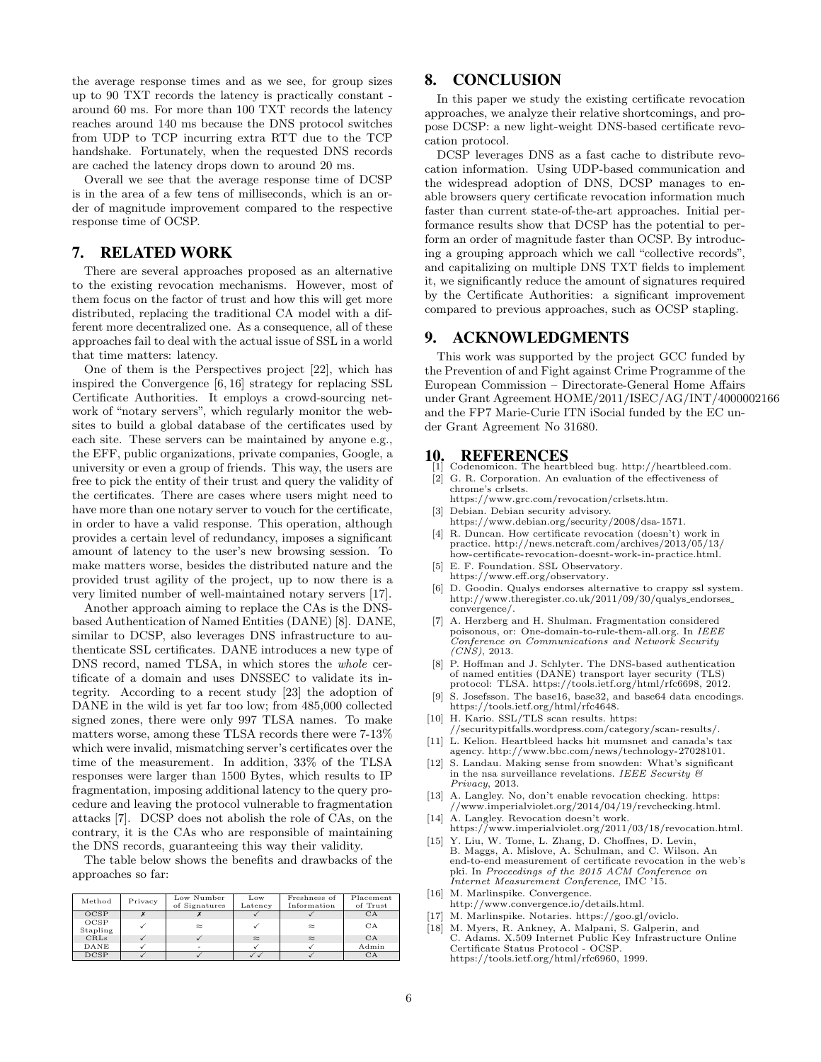the average response times and as we see, for group sizes up to 90 TXT records the latency is practically constant - around 60 ms. For more than 100 TXT records the latency reaches around 140 ms because the DNS protocol switches from UDP to TCP incurring extra RTT due to the TCP handshake. Fortunately, when the requested DNS records are cached the latency drops down to around 20 ms.

Overall we see that the average response time of DCSP is in the area of a few tens of milliseconds, which is an order of magnitude improvement compared to the respective response time of OCSP.

## 7. RELATED WORK

There are several approaches proposed as an alternative to the existing revocation mechanisms. However, most of them focus on the factor of trust and how this will get more distributed, replacing the traditional CA model with a different more decentralized one. As a consequence, all of these approaches fail to deal with the actual issue of SSL in a world that time matters: latency.

One of them is the Perspectives project [22], which has inspired the Convergence [6, 16] strategy for replacing SSL Certificate Authorities. It employs a crowd-sourcing network of "notary servers", which regularly monitor the websites to build a global database of the certificates used by each site. These servers can be maintained by anyone e.g., the EFF, public organizations, private companies, Google, a university or even a group of friends. This way, the users are free to pick the entity of their trust and query the validity of the certificates. There are cases where users might need to have more than one notary server to vouch for the certificate, in order to have a valid response. This operation, although provides a certain level of redundancy, imposes a significant amount of latency to the user's new browsing session. To make matters worse, besides the distributed nature and the provided trust agility of the project, up to now there is a very limited number of well-maintained notary servers [17].

Another approach aiming to replace the CAs is the DNS-based Authentication of Named Entities (DANE) [8]. DANE, similar to DCSP, also leverages DNS infrastructure to authenticate SSL certificates. DANE introduces a new type of DNS record, named TLSA, in which stores the *whole* certificate of a domain and uses DNSSEC to validate its integrity. According to a recent study [23] the adoption of DANE in the wild is yet far too low; from 485,000 collected signed zones, there were only 997 TLSA names. To make matters worse, among these TLSA records there were 7-13% which were invalid, mismatching server's certificates over the time of the measurement. In addition, 33% of the TLSA responses were larger than 1500 Bytes, which results to IP fragmentation, imposing additional latency to the query procedure and leaving the protocol vulnerable to fragmentation attacks [7]. DCSP does not abolish the role of CAs, on the contrary, it is the CAs who are responsible of maintaining the DNS records, guaranteeing this way their validity.

The table below shows the benefits and drawbacks of the approaches so far:

| Method | Privacy | Low Number of Signatures | Low Latency | Freshness of Information | Placement of Trust |
|---|---|---|---|---|---|
| OCSP | ✗ | ✗ | ✓ | ✓ | CA |
| OCSP Stapling | ✓ | ≈ | ✓ | ≈ | CA |
| CRLs | ✓ | ✓ | ≈ | ≈ | CA |
| DANE | ✓ | - | ✓ | ✓ | Admin |
| DCSP | ✓ | ✓ | ✓✓ | ✓ | CA |

## 8. CONCLUSION

In this paper we study the existing certificate revocation approaches, we analyze their relative shortcomings, and propose DCSP: a new light-weight DNS-based certificate revocation protocol.

DCSP leverages DNS as a fast cache to distribute revocation information. Using UDP-based communication and the widespread adoption of DNS, DCSP manages to enable browsers query certificate revocation information much faster than current state-of-the-art approaches. Initial performance results show that DCSP has the potential to perform an order of magnitude faster than OCSP. By introducing a grouping approach which we call "collective records", and capitalizing on multiple DNS TXT fields to implement it, we significantly reduce the amount of signatures required by the Certificate Authorities: a significant improvement compared to previous approaches, such as OCSP stapling.

## 9. ACKNOWLEDGMENTS

This work was supported by the project GCC funded by the Prevention of and Fight against Crime Programme of the European Commission – Directorate-General Home Affairs under Grant Agreement HOME/2011/ISEC/AG/INT/4000002166 and the FP7 Marie-Curie ITN iSocial funded by the EC under Grant Agreement No 31680.

## 10. REFERENCES

[1] Codenomicon. The heartbleed bug. http://heartbleed.com.

[2] G. R. Corporation. An evaluation of the effectiveness of chrome's crlsets. https://www.grc.com/revocation/crlsets.htm.

[3] Debian. Debian security advisory. https://www.debian.org/security/2008/dsa-1571.

[4] R. Duncan. How certificate revocation (doesn't) work in practice. http://news.netcraft.com/archives/2013/05/13/how-certificate-revocation-doesnt-work-in-practice.html.

[5] E. F. Foundation. SSL Observatory. https://www.eff.org/observatory.

[6] D. Goodin. Qualys endorses alternative to crappy ssl system. http://www.theregister.co.uk/2011/09/30/qualys_endorses_convergence/.

[7] A. Herzberg and H. Shulman. Fragmentation considered poisonous, or: One-domain-to-rule-them-all.org. In *IEEE Conference on Communications and Network Security (CNS)*, 2013.

[8] P. Hoffman and J. Schlyter. The DNS-based authentication of named entities (DANE) transport layer security (TLS) protocol: TLSA. https://tools.ietf.org/html/rfc6698, 2012.

[9] S. Josefsson. The base16, base32, and base64 data encodings. https://tools.ietf.org/html/rfc4648.

[10] H. Kario. SSL/TLS scan results. https://securitypitfalls.wordpress.com/category/scan-results/.

[11] L. Kelion. Heartbleed hacks hit mumsnet and canada's tax agency. http://www.bbc.com/news/technology-27028101.

[12] S. Landau. Making sense from snowden: What's significant in the nsa surveillance revelations. *IEEE Security & Privacy*, 2013.

[13] A. Langley. No, don't enable revocation checking. https://www.imperialviolet.org/2014/04/19/revchecking.html.

[14] A. Langley. Revocation doesn't work. https://www.imperialviolet.org/2011/03/18/revocation.html.

[15] Y. Liu, W. Tome, L. Zhang, D. Choffnes, D. Levin, B. Maggs, A. Mislove, A. Schulman, and C. Wilson. An end-to-end measurement of certificate revocation in the web's pki. In *Proceedings of the 2015 ACM Conference on Internet Measurement Conference*, IMC '15.

[16] M. Marlinspike. Convergence. http://www.convergence.io/details.html.

[17] M. Marlinspike. Notaries. https://goo.gl/oviclo.

[18] M. Myers, R. Ankney, A. Malpani, S. Galperin, and C. Adams. X.509 Internet Public Key Infrastructure Online Certificate Status Protocol - OCSP. https://tools.ietf.org/html/rfc6960, 1999.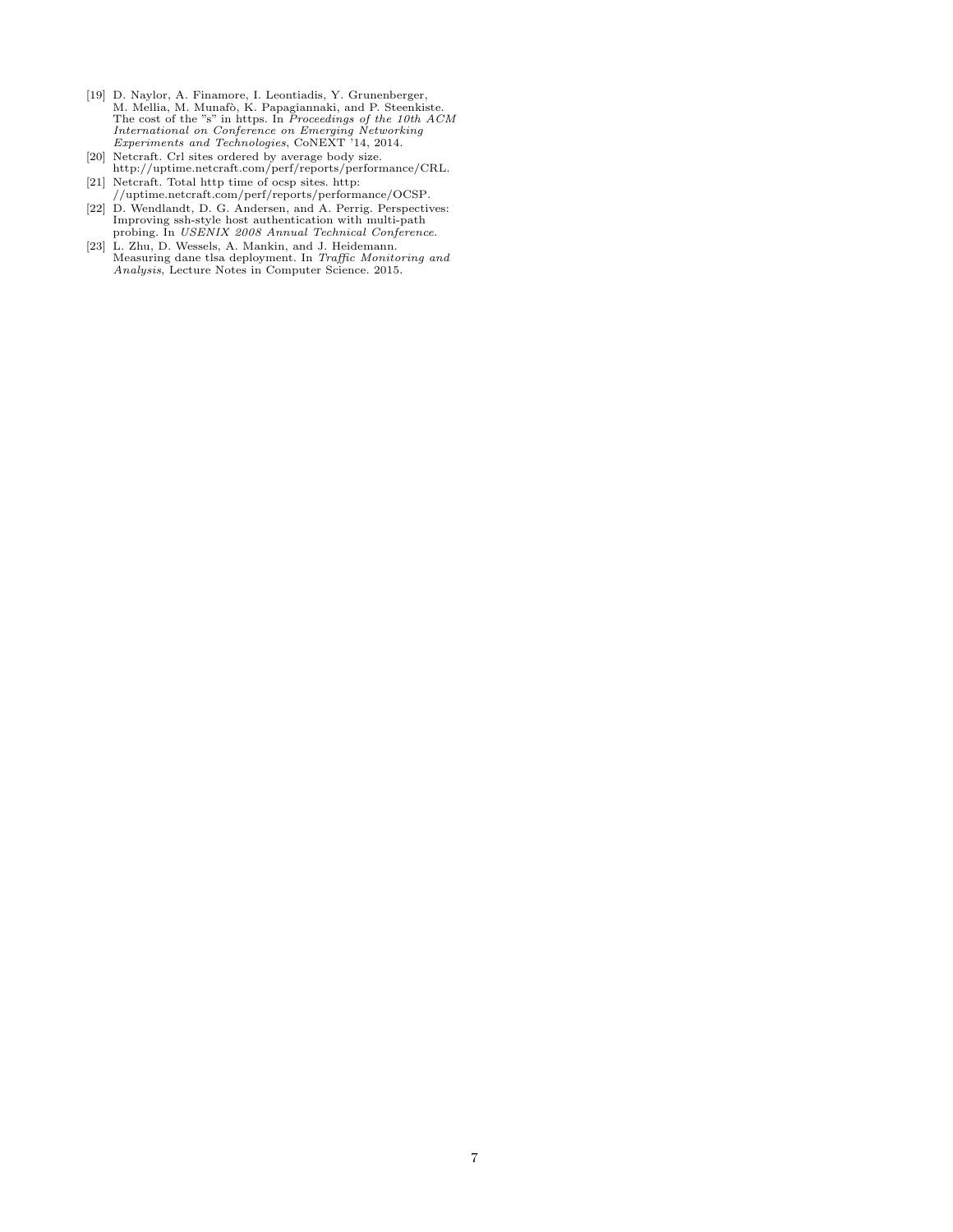[19] D. Naylor, A. Finamore, I. Leontiadis, Y. Grunenberger, M. Mellia, M. Munafò, K. Papagiannaki, and P. Steenkiste. The cost of the "s" in https. In *Proceedings of the 10th ACM International on Conference on Emerging Networking Experiments and Technologies*, CoNEXT '14, 2014.

[20] Netcraft. Crl sites ordered by average body size. http://uptime.netcraft.com/perf/reports/performance/CRL.

[21] Netcraft. Total http time of ocsp sites. http://uptime.netcraft.com/perf/reports/performance/OCSP.

[22] D. Wendlandt, D. G. Andersen, and A. Perrig. Perspectives: Improving ssh-style host authentication with multi-path probing. In *USENIX 2008 Annual Technical Conference*.

[23] L. Zhu, D. Wessels, A. Mankin, and J. Heidemann. Measuring dane tlsa deployment. In *Traffic Monitoring and Analysis*, Lecture Notes in Computer Science. 2015.